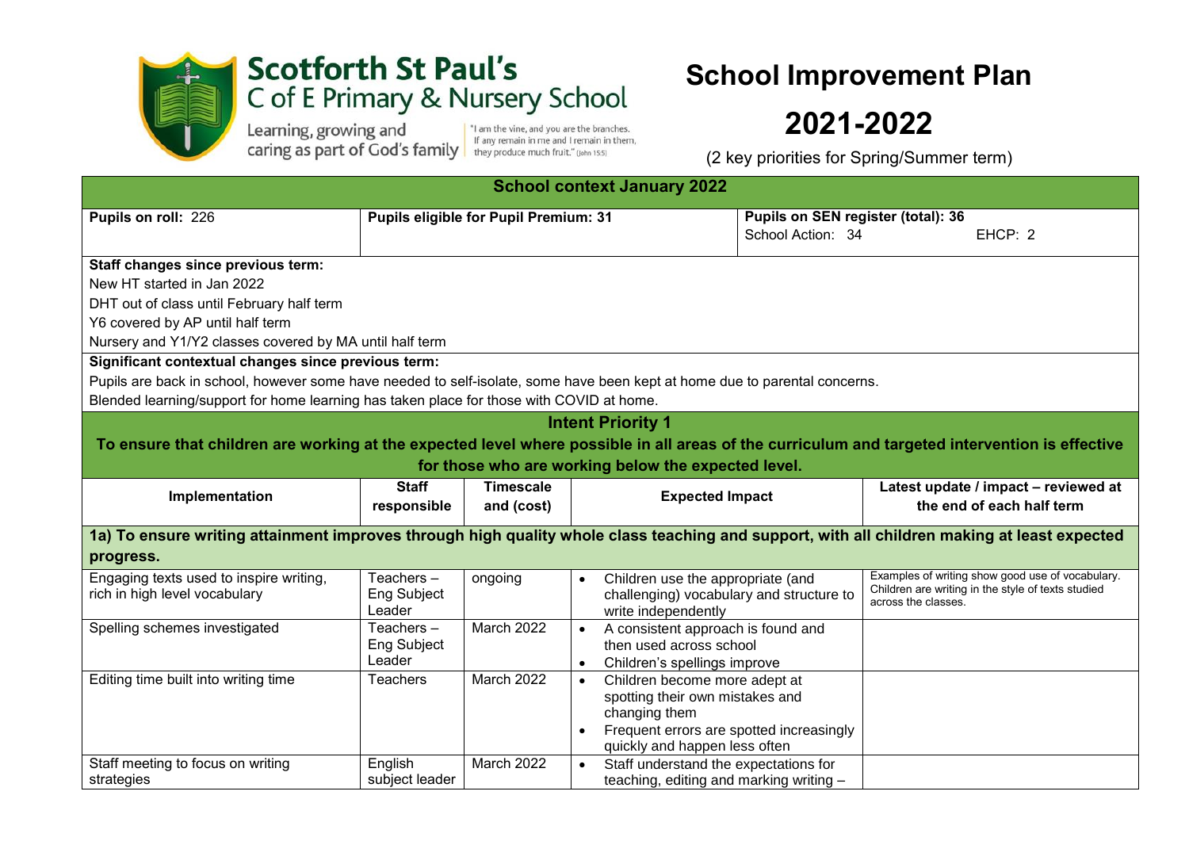# Scotforth St Paul's C of E Primary & Nursery School

Learning, growing and caring as part of God's family

"I am the vine, and you are the branches. If any remain in me and I remain in them, they produce much fruit." (John 15:5)

# School Improvement Plan 2021-2022

(2 key priorities for Spring/Summer term)

| School context January 2022 | | |
|---|---|---|
| **Pupils on roll:** 226 | **Pupils eligible for Pupil Premium: 31** | **Pupils on SEN register (total): 36** School Action: 34 EHCP: 2 |

**Staff changes since previous term:**

New HT started in Jan 2022

DHT out of class until February half term

Y6 covered by AP until half term

Nursery and Y1/Y2 classes covered by MA until half term

**Significant contextual changes since previous term:**

Pupils are back in school, however some have needed to self-isolate, some have been kept at home due to parental concerns.

Blended learning/support for home learning has taken place for those with COVID at home.

## Intent Priority 1

**To ensure that children are working at the expected level where possible in all areas of the curriculum and targeted intervention is effective for those who are working below the expected level.**

| Implementation | Staff responsible | Timescale and (cost) | Expected Impact | Latest update / impact – reviewed at the end of each half term |
|---|---|---|---|---|
| **1a) To ensure writing attainment improves through high quality whole class teaching and support, with all children making at least expected progress.** | | | | |
| Engaging texts used to inspire writing, rich in high level vocabulary | Teachers – Eng Subject Leader | ongoing | • Children use the appropriate (and challenging) vocabulary and structure to write independently | Examples of writing show good use of vocabulary. Children are writing in the style of texts studied across the classes. |
| Spelling schemes investigated | Teachers – Eng Subject Leader | March 2022 | • A consistent approach is found and then used across school<br>• Children's spellings improve | |
| Editing time built into writing time | Teachers | March 2022 | • Children become more adept at spotting their own mistakes and changing them<br>• Frequent errors are spotted increasingly quickly and happen less often | |
| Staff meeting to focus on writing strategies | English subject leader | March 2022 | • Staff understand the expectations for teaching, editing and marking writing – | |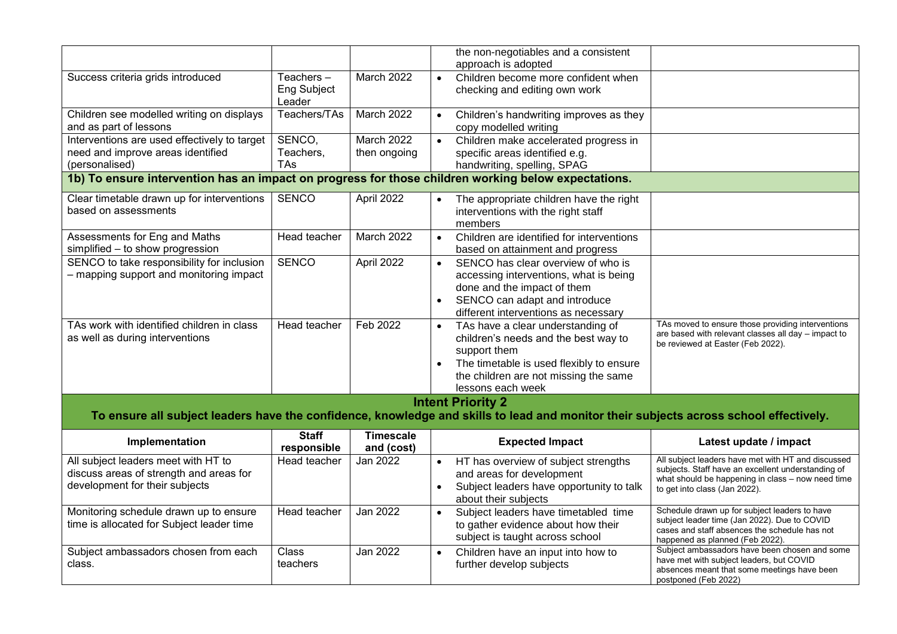| | | | | |
|---|---|---|---|---|
| | | | the non-negotiables and a consistent approach is adopted | |
| Success criteria grids introduced | Teachers – Eng Subject Leader | March 2022 | • Children become more confident when checking and editing own work | |
| Children see modelled writing on displays and as part of lessons | Teachers/TAs | March 2022 | • Children's handwriting improves as they copy modelled writing | |
| Interventions are used effectively to target need and improve areas identified (personalised) | SENCO, Teachers, TAs | March 2022 then ongoing | • Children make accelerated progress in specific areas identified e.g. handwriting, spelling, SPAG | |
| **1b) To ensure intervention has an impact on progress for those children working below expectations.** | | | | |
| Clear timetable drawn up for interventions based on assessments | SENCO | April 2022 | • The appropriate children have the right interventions with the right staff members | |
| Assessments for Eng and Maths simplified – to show progression | Head teacher | March 2022 | • Children are identified for interventions based on attainment and progress | |
| SENCO to take responsibility for inclusion – mapping support and monitoring impact | SENCO | April 2022 | • SENCO has clear overview of who is accessing interventions, what is being done and the impact of them<br>• SENCO can adapt and introduce different interventions as necessary | |
| TAs work with identified children in class as well as during interventions | Head teacher | Feb 2022 | • TAs have a clear understanding of children's needs and the best way to support them<br>• The timetable is used flexibly to ensure the children are not missing the same lessons each week | TAs moved to ensure those providing interventions are based with relevant classes all day – impact to be reviewed at Easter (Feb 2022). |

## Intent Priority 2

**To ensure all subject leaders have the confidence, knowledge and skills to lead and monitor their subjects across school effectively.**

| Implementation | Staff responsible | Timescale and (cost) | Expected Impact | Latest update / impact |
|---|---|---|---|---|
| All subject leaders meet with HT to discuss areas of strength and areas for development for their subjects | Head teacher | Jan 2022 | • HT has overview of subject strengths and areas for development<br>• Subject leaders have opportunity to talk about their subjects | All subject leaders have met with HT and discussed subjects. Staff have an excellent understanding of what should be happening in class – now need time to get into class (Jan 2022). |
| Monitoring schedule drawn up to ensure time is allocated for Subject leader time | Head teacher | Jan 2022 | • Subject leaders have timetabled time to gather evidence about how their subject is taught across school | Schedule drawn up for subject leaders to have subject leader time (Jan 2022). Due to COVID cases and staff absences the schedule has not happened as planned (Feb 2022). |
| Subject ambassadors chosen from each class. | Class teachers | Jan 2022 | • Children have an input into how to further develop subjects | Subject ambassadors have been chosen and some have met with subject leaders, but COVID absences meant that some meetings have been postponed (Feb 2022) |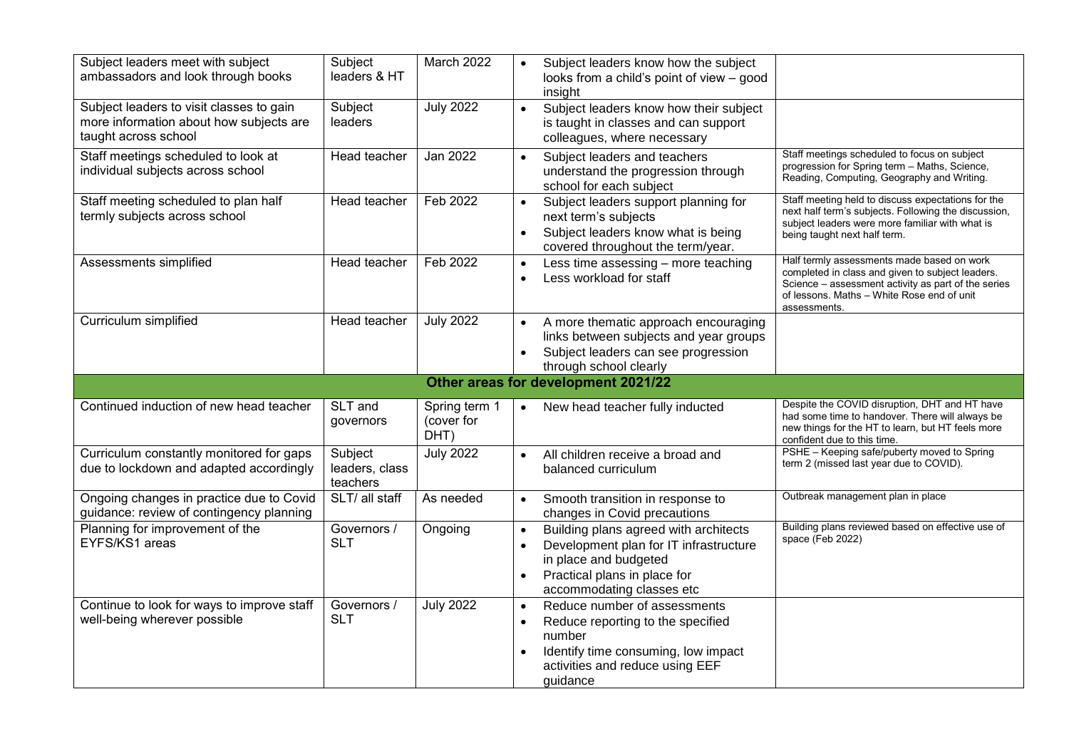| | | | | |
|---|---|---|---|---|
| Subject leaders meet with subject ambassadors and look through books | Subject leaders & HT | March 2022 | • Subject leaders know how the subject looks from a child's point of view – good insight | |
| Subject leaders to visit classes to gain more information about how subjects are taught across school | Subject leaders | July 2022 | • Subject leaders know how their subject is taught in classes and can support colleagues, where necessary | |
| Staff meetings scheduled to look at individual subjects across school | Head teacher | Jan 2022 | • Subject leaders and teachers understand the progression through school for each subject | Staff meetings scheduled to focus on subject progression for Spring term – Maths, Science, Reading, Computing, Geography and Writing. |
| Staff meeting scheduled to plan half termly subjects across school | Head teacher | Feb 2022 | • Subject leaders support planning for next term's subjects<br>• Subject leaders know what is being covered throughout the term/year. | Staff meeting held to discuss expectations for the next half term's subjects. Following the discussion, subject leaders were more familiar with what is being taught next half term. |
| Assessments simplified | Head teacher | Feb 2022 | • Less time assessing – more teaching<br>• Less workload for staff | Half termly assessments made based on work completed in class and given to subject leaders. Science – assessment activity as part of the series of lessons. Maths – White Rose end of unit assessments. |
| Curriculum simplified | Head teacher | July 2022 | • A more thematic approach encouraging links between subjects and year groups<br>• Subject leaders can see progression through school clearly | |
| **Other areas for development 2021/22** | | | | |
| Continued induction of new head teacher | SLT and governors | Spring term 1 (cover for DHT) | • New head teacher fully inducted | Despite the COVID disruption, DHT and HT have had some time to handover. There will always be new things for the HT to learn, but HT feels more confident due to this time. |
| Curriculum constantly monitored for gaps due to lockdown and adapted accordingly | Subject leaders, class teachers | July 2022 | • All children receive a broad and balanced curriculum | PSHE – Keeping safe/puberty moved to Spring term 2 (missed last year due to COVID). |
| Ongoing changes in practice due to Covid guidance: review of contingency planning | SLT/ all staff | As needed | • Smooth transition in response to changes in Covid precautions | Outbreak management plan in place |
| Planning for improvement of the EYFS/KS1 areas | Governors / SLT | Ongoing | • Building plans agreed with architects<br>• Development plan for IT infrastructure in place and budgeted<br>• Practical plans in place for accommodating classes etc | Building plans reviewed based on effective use of space (Feb 2022) |
| Continue to look for ways to improve staff well-being wherever possible | Governors / SLT | July 2022 | • Reduce number of assessments<br>• Reduce reporting to the specified number<br>• Identify time consuming, low impact activities and reduce using EEF guidance | |